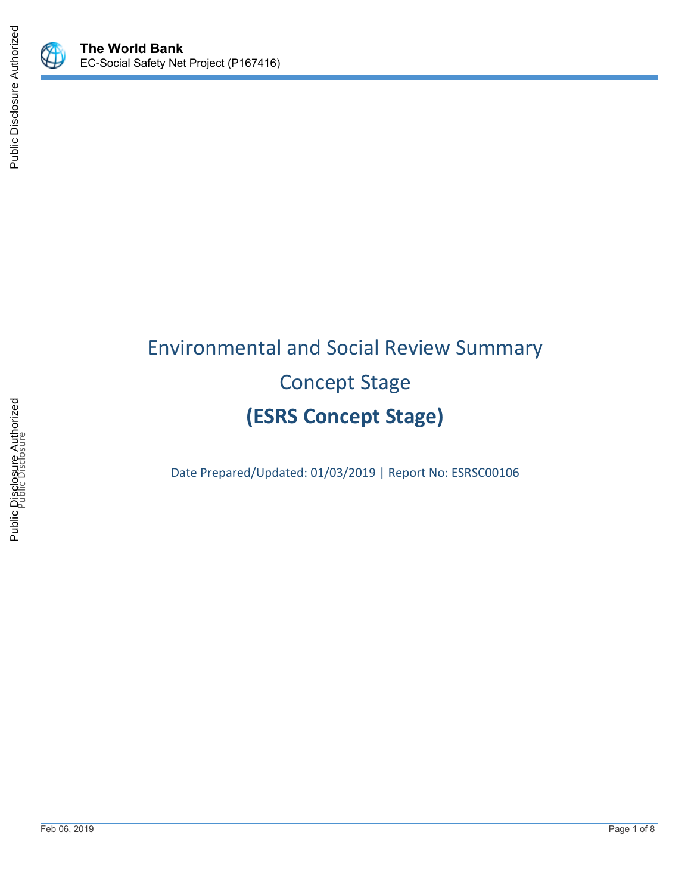**The World Bank**
EC-Social Safety Net Project (P167416)

# Environmental and Social Review Summary

## Concept Stage

## (ESRS Concept Stage)

Date Prepared/Updated: 01/03/2019 | Report No: ESRSC00106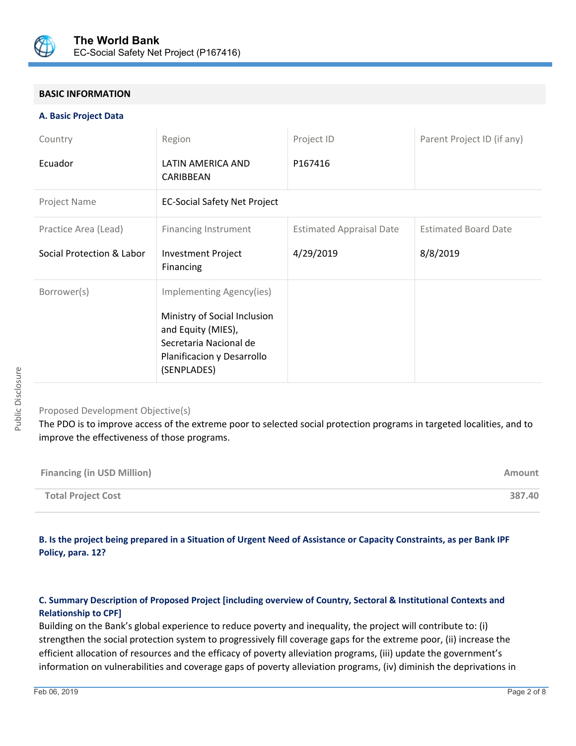## BASIC INFORMATION

### A. Basic Project Data

| Country | Region | Project ID | Parent Project ID (if any) |
|---|---|---|---|
| Ecuador | LATIN AMERICA AND CARIBBEAN | P167416 | |
| Project Name | EC-Social Safety Net Project | | |
| Practice Area (Lead) | Financing Instrument | Estimated Appraisal Date | Estimated Board Date |
| Social Protection & Labor | Investment Project Financing | 4/29/2019 | 8/8/2019 |
| Borrower(s) | Implementing Agency(ies) | | |
| | Ministry of Social Inclusion and Equity (MIES), Secretaria Nacional de Planificacion y Desarrollo (SENPLADES) | | |

Proposed Development Objective(s)

The PDO is to improve access of the extreme poor to selected social protection programs in targeted localities, and to improve the effectiveness of those programs.

| Financing (in USD Million) | Amount |
|---|---|
| **Total Project Cost** | **387.40** |

### B. Is the project being prepared in a Situation of Urgent Need of Assistance or Capacity Constraints, as per Bank IPF Policy, para. 12?

### C. Summary Description of Proposed Project [including overview of Country, Sectoral & Institutional Contexts and Relationship to CPF]

Building on the Bank's global experience to reduce poverty and inequality, the project will contribute to: (i) strengthen the social protection system to progressively fill coverage gaps for the extreme poor, (ii) increase the efficient allocation of resources and the efficacy of poverty alleviation programs, (iii) update the government's information on vulnerabilities and coverage gaps of poverty alleviation programs, (iv) diminish the deprivations in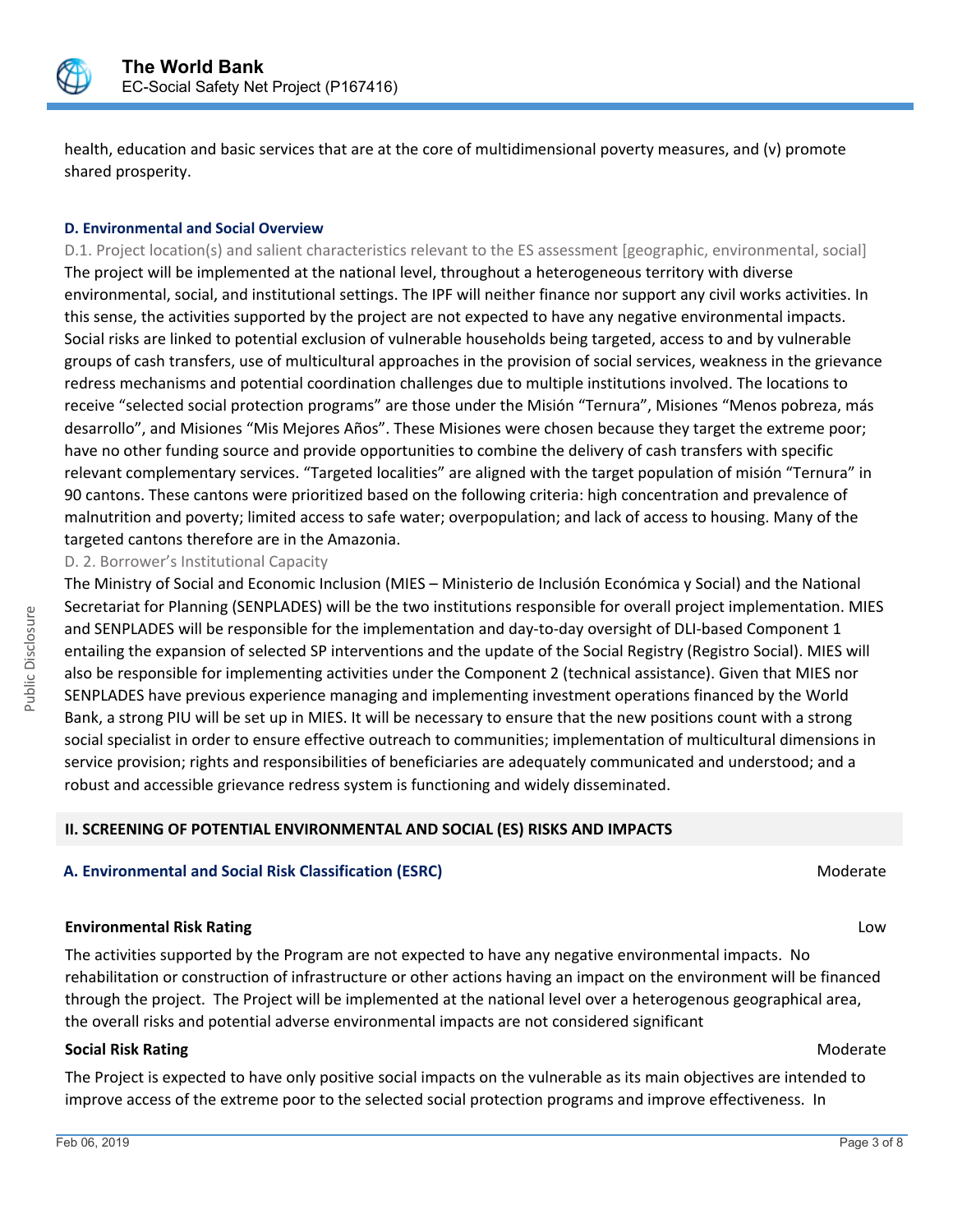health, education and basic services that are at the core of multidimensional poverty measures, and (v) promote shared prosperity.

### D. Environmental and Social Overview

D.1. Project location(s) and salient characteristics relevant to the ES assessment [geographic, environmental, social]

The project will be implemented at the national level, throughout a heterogeneous territory with diverse environmental, social, and institutional settings. The IPF will neither finance nor support any civil works activities. In this sense, the activities supported by the project are not expected to have any negative environmental impacts. Social risks are linked to potential exclusion of vulnerable households being targeted, access to and by vulnerable groups of cash transfers, use of multicultural approaches in the provision of social services, weakness in the grievance redress mechanisms and potential coordination challenges due to multiple institutions involved. The locations to receive "selected social protection programs" are those under the Misión "Ternura", Misiones "Menos pobreza, más desarrollo", and Misiones "Mis Mejores Años". These Misiones were chosen because they target the extreme poor; have no other funding source and provide opportunities to combine the delivery of cash transfers with specific relevant complementary services. "Targeted localities" are aligned with the target population of misión "Ternura" in 90 cantons. These cantons were prioritized based on the following criteria: high concentration and prevalence of malnutrition and poverty; limited access to safe water; overpopulation; and lack of access to housing. Many of the targeted cantons therefore are in the Amazonia.

D. 2. Borrower's Institutional Capacity

The Ministry of Social and Economic Inclusion (MIES – Ministerio de Inclusión Económica y Social) and the National Secretariat for Planning (SENPLADES) will be the two institutions responsible for overall project implementation. MIES and SENPLADES will be responsible for the implementation and day-to-day oversight of DLI-based Component 1 entailing the expansion of selected SP interventions and the update of the Social Registry (Registro Social). MIES will also be responsible for implementing activities under the Component 2 (technical assistance). Given that MIES nor SENPLADES have previous experience managing and implementing investment operations financed by the World Bank, a strong PIU will be set up in MIES. It will be necessary to ensure that the new positions count with a strong social specialist in order to ensure effective outreach to communities; implementation of multicultural dimensions in service provision; rights and responsibilities of beneficiaries are adequately communicated and understood; and a robust and accessible grievance redress system is functioning and widely disseminated.

## II. SCREENING OF POTENTIAL ENVIRONMENTAL AND SOCIAL (ES) RISKS AND IMPACTS

### A. Environmental and Social Risk Classification (ESRC) — Moderate

**Environmental Risk Rating** — Low

The activities supported by the Program are not expected to have any negative environmental impacts. No rehabilitation or construction of infrastructure or other actions having an impact on the environment will be financed through the project. The Project will be implemented at the national level over a heterogenous geographical area, the overall risks and potential adverse environmental impacts are not considered significant

**Social Risk Rating** — Moderate

The Project is expected to have only positive social impacts on the vulnerable as its main objectives are intended to improve access of the extreme poor to the selected social protection programs and improve effectiveness. In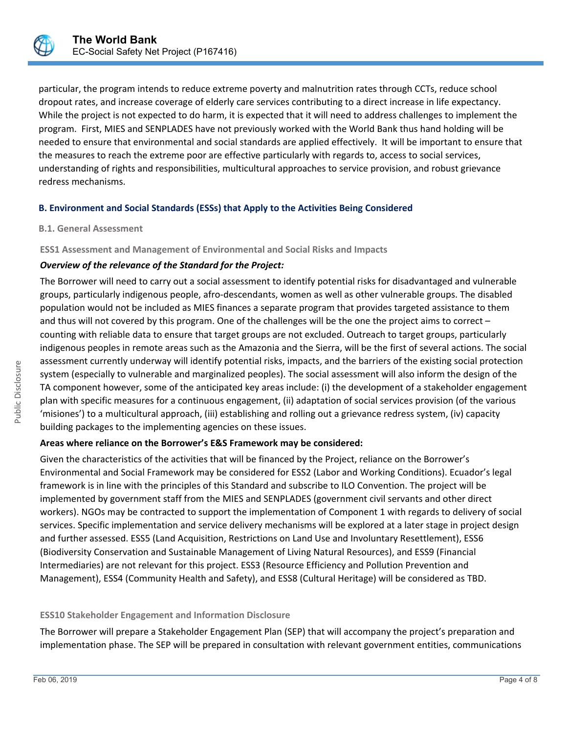particular, the program intends to reduce extreme poverty and malnutrition rates through CCTs, reduce school dropout rates, and increase coverage of elderly care services contributing to a direct increase in life expectancy. While the project is not expected to do harm, it is expected that it will need to address challenges to implement the program. First, MIES and SENPLADES have not previously worked with the World Bank thus hand holding will be needed to ensure that environmental and social standards are applied effectively. It will be important to ensure that the measures to reach the extreme poor are effective particularly with regards to, access to social services, understanding of rights and responsibilities, multicultural approaches to service provision, and robust grievance redress mechanisms.

## B. Environment and Social Standards (ESSs) that Apply to the Activities Being Considered

### B.1. General Assessment

#### ESS1 Assessment and Management of Environmental and Social Risks and Impacts

***Overview of the relevance of the Standard for the Project:***

The Borrower will need to carry out a social assessment to identify potential risks for disadvantaged and vulnerable groups, particularly indigenous people, afro-descendants, women as well as other vulnerable groups. The disabled population would not be included as MIES finances a separate program that provides targeted assistance to them and thus will not covered by this program. One of the challenges will be the one the project aims to correct – counting with reliable data to ensure that target groups are not excluded. Outreach to target groups, particularly indigenous peoples in remote areas such as the Amazonia and the Sierra, will be the first of several actions. The social assessment currently underway will identify potential risks, impacts, and the barriers of the existing social protection system (especially to vulnerable and marginalized peoples). The social assessment will also inform the design of the TA component however, some of the anticipated key areas include: (i) the development of a stakeholder engagement plan with specific measures for a continuous engagement, (ii) adaptation of social services provision (of the various 'misiones') to a multicultural approach, (iii) establishing and rolling out a grievance redress system, (iv) capacity building packages to the implementing agencies on these issues.

**Areas where reliance on the Borrower's E&S Framework may be considered:**

Given the characteristics of the activities that will be financed by the Project, reliance on the Borrower's Environmental and Social Framework may be considered for ESS2 (Labor and Working Conditions). Ecuador's legal framework is in line with the principles of this Standard and subscribe to ILO Convention. The project will be implemented by government staff from the MIES and SENPLADES (government civil servants and other direct workers). NGOs may be contracted to support the implementation of Component 1 with regards to delivery of social services. Specific implementation and service delivery mechanisms will be explored at a later stage in project design and further assessed. ESS5 (Land Acquisition, Restrictions on Land Use and Involuntary Resettlement), ESS6 (Biodiversity Conservation and Sustainable Management of Living Natural Resources), and ESS9 (Financial Intermediaries) are not relevant for this project. ESS3 (Resource Efficiency and Pollution Prevention and Management), ESS4 (Community Health and Safety), and ESS8 (Cultural Heritage) will be considered as TBD.

#### ESS10 Stakeholder Engagement and Information Disclosure

The Borrower will prepare a Stakeholder Engagement Plan (SEP) that will accompany the project's preparation and implementation phase. The SEP will be prepared in consultation with relevant government entities, communications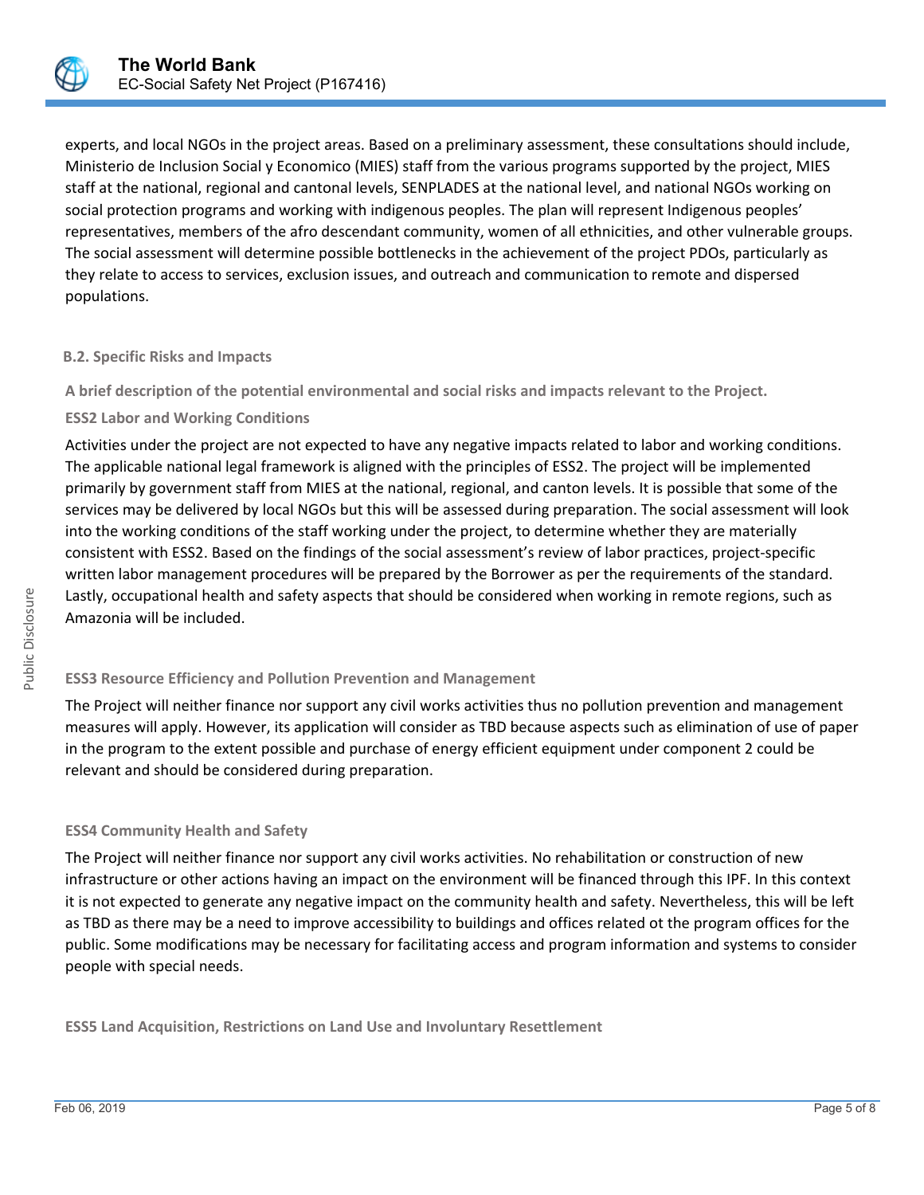experts, and local NGOs in the project areas. Based on a preliminary assessment, these consultations should include, Ministerio de Inclusion Social y Economico (MIES) staff from the various programs supported by the project, MIES staff at the national, regional and cantonal levels, SENPLADES at the national level, and national NGOs working on social protection programs and working with indigenous peoples. The plan will represent Indigenous peoples' representatives, members of the afro descendant community, women of all ethnicities, and other vulnerable groups. The social assessment will determine possible bottlenecks in the achievement of the project PDOs, particularly as they relate to access to services, exclusion issues, and outreach and communication to remote and dispersed populations.

### B.2. Specific Risks and Impacts

**A brief description of the potential environmental and social risks and impacts relevant to the Project.**

**ESS2 Labor and Working Conditions**

Activities under the project are not expected to have any negative impacts related to labor and working conditions. The applicable national legal framework is aligned with the principles of ESS2. The project will be implemented primarily by government staff from MIES at the national, regional, and canton levels. It is possible that some of the services may be delivered by local NGOs but this will be assessed during preparation. The social assessment will look into the working conditions of the staff working under the project, to determine whether they are materially consistent with ESS2. Based on the findings of the social assessment's review of labor practices, project-specific written labor management procedures will be prepared by the Borrower as per the requirements of the standard. Lastly, occupational health and safety aspects that should be considered when working in remote regions, such as Amazonia will be included.

**ESS3 Resource Efficiency and Pollution Prevention and Management**

The Project will neither finance nor support any civil works activities thus no pollution prevention and management measures will apply. However, its application will consider as TBD because aspects such as elimination of use of paper in the program to the extent possible and purchase of energy efficient equipment under component 2 could be relevant and should be considered during preparation.

**ESS4 Community Health and Safety**

The Project will neither finance nor support any civil works activities. No rehabilitation or construction of new infrastructure or other actions having an impact on the environment will be financed through this IPF. In this context it is not expected to generate any negative impact on the community health and safety. Nevertheless, this will be left as TBD as there may be a need to improve accessibility to buildings and offices related ot the program offices for the public. Some modifications may be necessary for facilitating access and program information and systems to consider people with special needs.

**ESS5 Land Acquisition, Restrictions on Land Use and Involuntary Resettlement**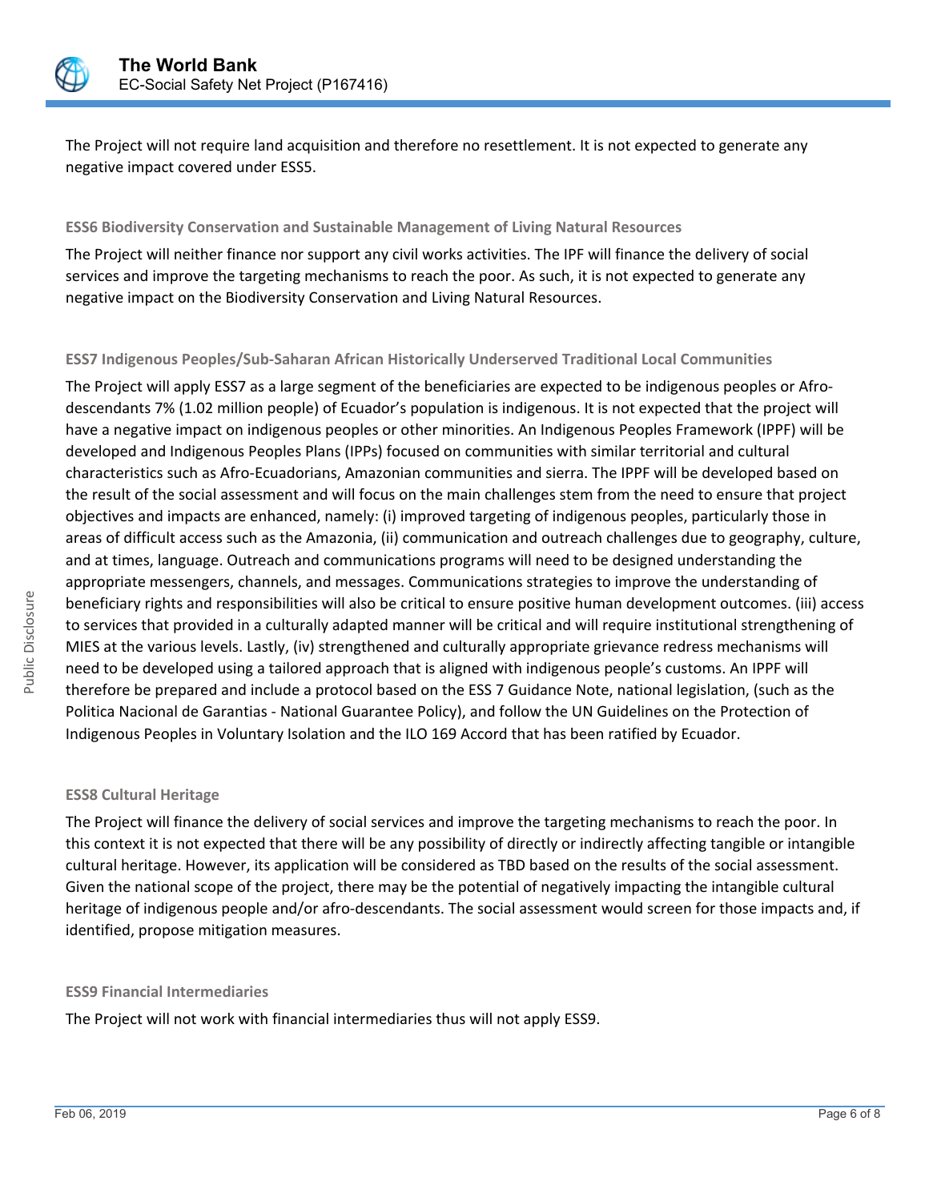The Project will not require land acquisition and therefore no resettlement. It is not expected to generate any negative impact covered under ESS5.

#### ESS6 Biodiversity Conservation and Sustainable Management of Living Natural Resources

The Project will neither finance nor support any civil works activities. The IPF will finance the delivery of social services and improve the targeting mechanisms to reach the poor. As such, it is not expected to generate any negative impact on the Biodiversity Conservation and Living Natural Resources.

#### ESS7 Indigenous Peoples/Sub-Saharan African Historically Underserved Traditional Local Communities

The Project will apply ESS7 as a large segment of the beneficiaries are expected to be indigenous peoples or Afro-descendants 7% (1.02 million people) of Ecuador's population is indigenous. It is not expected that the project will have a negative impact on indigenous peoples or other minorities. An Indigenous Peoples Framework (IPPF) will be developed and Indigenous Peoples Plans (IPPs) focused on communities with similar territorial and cultural characteristics such as Afro-Ecuadorians, Amazonian communities and sierra. The IPPF will be developed based on the result of the social assessment and will focus on the main challenges stem from the need to ensure that project objectives and impacts are enhanced, namely: (i) improved targeting of indigenous peoples, particularly those in areas of difficult access such as the Amazonia, (ii) communication and outreach challenges due to geography, culture, and at times, language. Outreach and communications programs will need to be designed understanding the appropriate messengers, channels, and messages. Communications strategies to improve the understanding of beneficiary rights and responsibilities will also be critical to ensure positive human development outcomes. (iii) access to services that provided in a culturally adapted manner will be critical and will require institutional strengthening of MIES at the various levels. Lastly, (iv) strengthened and culturally appropriate grievance redress mechanisms will need to be developed using a tailored approach that is aligned with indigenous people's customs. An IPPF will therefore be prepared and include a protocol based on the ESS 7 Guidance Note, national legislation, (such as the Politica Nacional de Garantias - National Guarantee Policy), and follow the UN Guidelines on the Protection of Indigenous Peoples in Voluntary Isolation and the ILO 169 Accord that has been ratified by Ecuador.

#### ESS8 Cultural Heritage

The Project will finance the delivery of social services and improve the targeting mechanisms to reach the poor. In this context it is not expected that there will be any possibility of directly or indirectly affecting tangible or intangible cultural heritage. However, its application will be considered as TBD based on the results of the social assessment. Given the national scope of the project, there may be the potential of negatively impacting the intangible cultural heritage of indigenous people and/or afro-descendants. The social assessment would screen for those impacts and, if identified, propose mitigation measures.

#### ESS9 Financial Intermediaries

The Project will not work with financial intermediaries thus will not apply ESS9.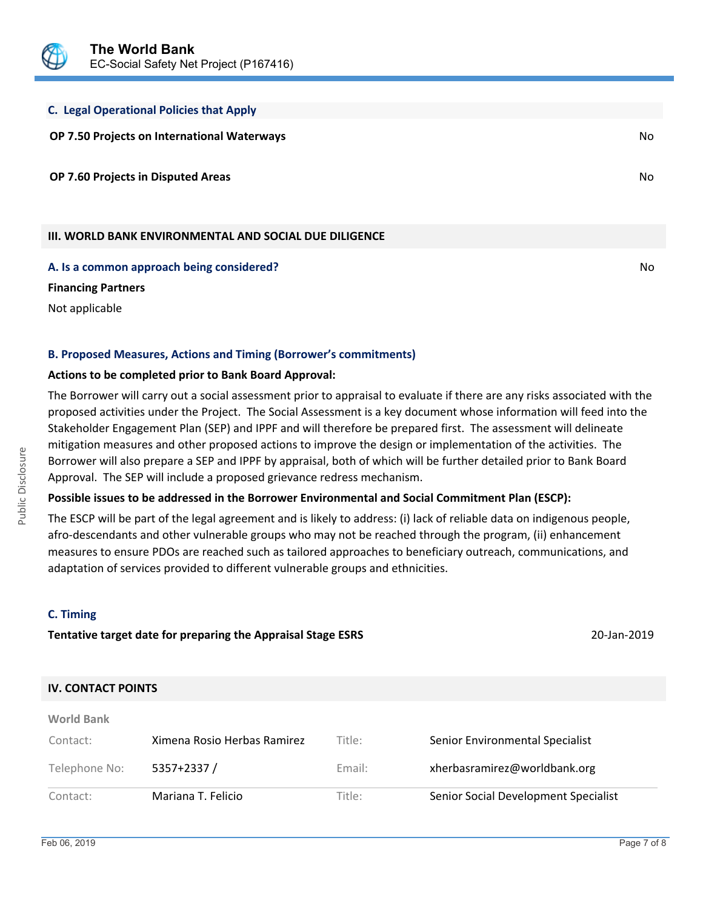### C. Legal Operational Policies that Apply

| | |
|---|---|
| **OP 7.50 Projects on International Waterways** | No |
| **OP 7.60 Projects in Disputed Areas** | No |

## III. WORLD BANK ENVIRONMENTAL AND SOCIAL DUE DILIGENCE

### A. Is a common approach being considered?

No

**Financing Partners**

Not applicable

### B. Proposed Measures, Actions and Timing (Borrower's commitments)

**Actions to be completed prior to Bank Board Approval:**

The Borrower will carry out a social assessment prior to appraisal to evaluate if there are any risks associated with the proposed activities under the Project. The Social Assessment is a key document whose information will feed into the Stakeholder Engagement Plan (SEP) and IPPF and will therefore be prepared first. The assessment will delineate mitigation measures and other proposed actions to improve the design or implementation of the activities. The Borrower will also prepare a SEP and IPPF by appraisal, both of which will be further detailed prior to Bank Board Approval. The SEP will include a proposed grievance redress mechanism.

**Possible issues to be addressed in the Borrower Environmental and Social Commitment Plan (ESCP):**

The ESCP will be part of the legal agreement and is likely to address: (i) lack of reliable data on indigenous people, afro-descendants and other vulnerable groups who may not be reached through the program, (ii) enhancement measures to ensure PDOs are reached such as tailored approaches to beneficiary outreach, communications, and adaptation of services provided to different vulnerable groups and ethnicities.

### C. Timing

**Tentative target date for preparing the Appraisal Stage ESRS** 20-Jan-2019

## IV. CONTACT POINTS

**World Bank**

| | | | |
|---|---|---|---|
| Contact: | Ximena Rosio Herbas Ramirez | Title: | Senior Environmental Specialist |
| Telephone No: | 5357+2337 / | Email: | xherbasramirez@worldbank.org |
| Contact: | Mariana T. Felicio | Title: | Senior Social Development Specialist |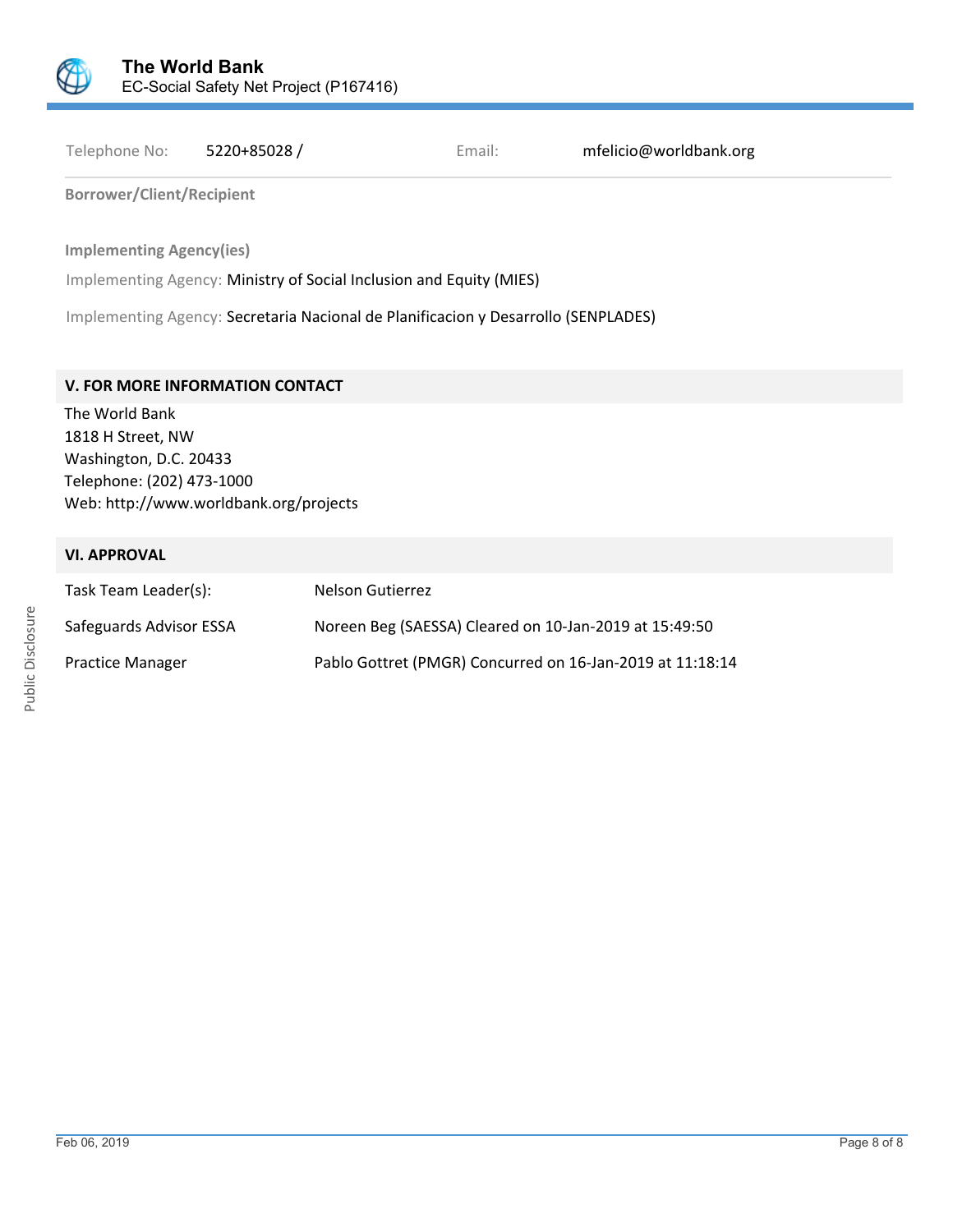| | | | |
|---|---|---|---|
| Telephone No: | 5220+85028 / | Email: | mfelicio@worldbank.org |

**Borrower/Client/Recipient**

**Implementing Agency(ies)**

Implementing Agency: Ministry of Social Inclusion and Equity (MIES)

Implementing Agency: Secretaria Nacional de Planificacion y Desarrollo (SENPLADES)

## V. FOR MORE INFORMATION CONTACT

The World Bank
1818 H Street, NW
Washington, D.C. 20433
Telephone: (202) 473-1000
Web: http://www.worldbank.org/projects

## VI. APPROVAL

| | |
|---|---|
| Task Team Leader(s): | Nelson Gutierrez |
| Safeguards Advisor ESSA | Noreen Beg (SAESSA) Cleared on 10-Jan-2019 at 15:49:50 |
| Practice Manager | Pablo Gottret (PMGR) Concurred on 16-Jan-2019 at 11:18:14 |